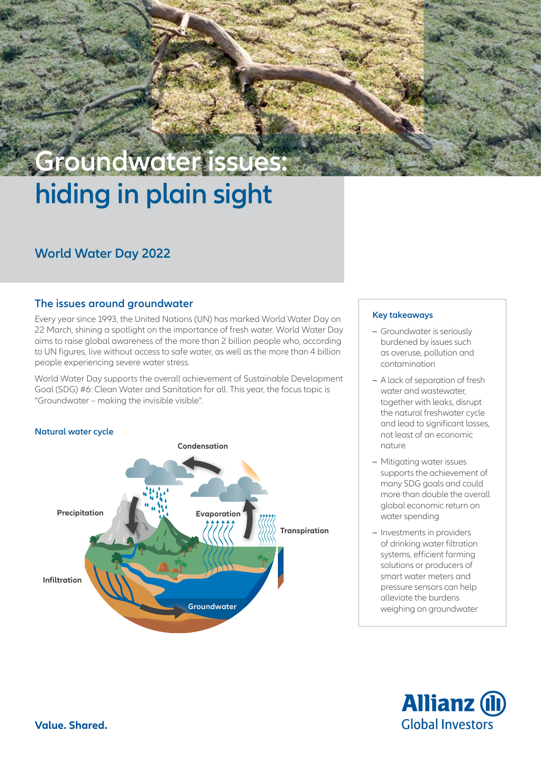# Groundwater issues: hiding in plain sight

## World Water Day 2022

### The issues around groundwater

Every year since 1993, the United Nations (UN) has marked World Water Day on 22 March, shining a spotlight on the importance of fresh water. World Water Day aims to raise global awareness of the more than 2 billion people who, according to UN figures, live without access to safe water, as well as the more than 4 billion people experiencing severe water stress.

World Water Day supports the overall achievement of Sustainable Development Goal (SDG) #6: Clean Water and Sanitation for all. This year, the focus topic is "Groundwater – making the invisible visible".

#### Natural water cycle

Condensation

Precipitation

Evaporation

Transpiration

Infiltration

Groundwater

#### Key takeaways

- Groundwater is seriously burdened by issues such as overuse, pollution and contamination
- A lack of separation of fresh water and wastewater, together with leaks, disrupt the natural freshwater cycle and lead to significant losses, not least of an economic nature
- Mitigating water issues supports the achievement of many SDG goals and could more than double the overall global economic return on water spending
- Investments in providers of drinking water filtration systems, efficient farming solutions or producers of smart water meters and pressure sensors can help alleviate the burdens weighing on groundwater

**Value. Shared.**

Allianz Global Investors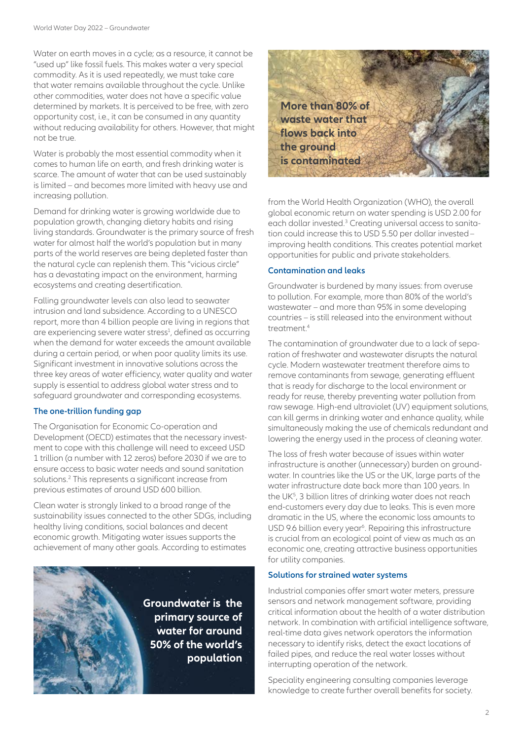Water on earth moves in a cycle; as a resource, it cannot be "used up" like fossil fuels. This makes water a very special commodity. As it is used repeatedly, we must take care that water remains available throughout the cycle. Unlike other commodities, water does not have a specific value determined by markets. It is perceived to be free, with zero opportunity cost, i.e., it can be consumed in any quantity without reducing availability for others. However, that might not be true.

Water is probably the most essential commodity when it comes to human life on earth, and fresh drinking water is scarce. The amount of water that can be used sustainably is limited – and becomes more limited with heavy use and increasing pollution.

Demand for drinking water is growing worldwide due to population growth, changing dietary habits and rising living standards. Groundwater is the primary source of fresh water for almost half the world's population but in many parts of the world reserves are being depleted faster than the natural cycle can replenish them. This "vicious circle" has a devastating impact on the environment, harming ecosystems and creating desertification.

Falling groundwater levels can also lead to seawater intrusion and land subsidence. According to a UNESCO report, more than 4 billion people are living in regions that are experiencing severe water stress[1], defined as occurring when the demand for water exceeds the amount available during a certain period, or when poor quality limits its use. Significant investment in innovative solutions across the three key areas of water efficiency, water quality and water supply is essential to address global water stress and to safeguard groundwater and corresponding ecosystems.

### The one-trillion funding gap

The Organisation for Economic Co-operation and Development (OECD) estimates that the necessary investment to cope with this challenge will need to exceed USD 1 trillion (a number with 12 zeros) before 2030 if we are to ensure access to basic water needs and sound sanitation solutions.[2] This represents a significant increase from previous estimates of around USD 600 billion.

Clean water is strongly linked to a broad range of the sustainability issues connected to the other SDGs, including healthy living conditions, social balances and decent economic growth. Mitigating water issues supports the achievement of many other goals. According to estimates from the World Health Organization (WHO), the overall global economic return on water spending is USD 2.00 for each dollar invested.[3] Creating universal access to sanitation could increase this to USD 5.50 per dollar invested – improving health conditions. This creates potential market opportunities for public and private stakeholders.

**Groundwater is the primary source of water for around 50% of the world's population**

**More than 80% of waste water that flows back into the ground is contaminated**

### Contamination and leaks

Groundwater is burdened by many issues: from overuse to pollution. For example, more than 80% of the world's wastewater – and more than 95% in some developing countries – is still released into the environment without treatment.[4]

The contamination of groundwater due to a lack of separation of freshwater and wastewater disrupts the natural cycle. Modern wastewater treatment therefore aims to remove contaminants from sewage, generating effluent that is ready for discharge to the local environment or ready for reuse, thereby preventing water pollution from raw sewage. High-end ultraviolet (UV) equipment solutions, can kill germs in drinking water and enhance quality, while simultaneously making the use of chemicals redundant and lowering the energy used in the process of cleaning water.

The loss of fresh water because of issues within water infrastructure is another (unnecessary) burden on groundwater. In countries like the US or the UK, large parts of the water infrastructure date back more than 100 years. In the UK[5], 3 billion litres of drinking water does not reach end-customers every day due to leaks. This is even more dramatic in the US, where the economic loss amounts to USD 9.6 billion every year[6]. Repairing this infrastructure is crucial from an ecological point of view as much as an economic one, creating attractive business opportunities for utility companies.

### Solutions for strained water systems

Industrial companies offer smart water meters, pressure sensors and network management software, providing critical information about the health of a water distribution network. In combination with artificial intelligence software, real-time data gives network operators the information necessary to identify risks, detect the exact locations of failed pipes, and reduce the real water losses without interrupting operation of the network.

Speciality engineering consulting companies leverage knowledge to create further overall benefits for society.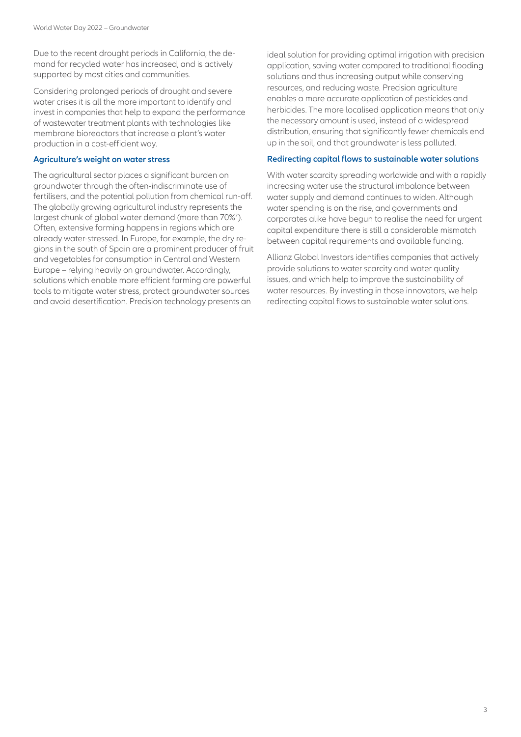Due to the recent drought periods in California, the demand for recycled water has increased, and is actively supported by most cities and communities.

Considering prolonged periods of drought and severe water crises it is all the more important to identify and invest in companies that help to expand the performance of wastewater treatment plants with technologies like membrane bioreactors that increase a plant's water production in a cost-efficient way.

### Agriculture's weight on water stress

The agricultural sector places a significant burden on groundwater through the often-indiscriminate use of fertilisers, and the potential pollution from chemical run-off. The globally growing agricultural industry represents the largest chunk of global water demand (more than 70%[7]). Often, extensive farming happens in regions which are already water-stressed. In Europe, for example, the dry regions in the south of Spain are a prominent producer of fruit and vegetables for consumption in Central and Western Europe – relying heavily on groundwater. Accordingly, solutions which enable more efficient farming are powerful tools to mitigate water stress, protect groundwater sources and avoid desertification. Precision technology presents an ideal solution for providing optimal irrigation with precision application, saving water compared to traditional flooding solutions and thus increasing output while conserving resources, and reducing waste. Precision agriculture enables a more accurate application of pesticides and herbicides. The more localised application means that only the necessary amount is used, instead of a widespread distribution, ensuring that significantly fewer chemicals end up in the soil, and that groundwater is less polluted.

### Redirecting capital flows to sustainable water solutions

With water scarcity spreading worldwide and with a rapidly increasing water use the structural imbalance between water supply and demand continues to widen. Although water spending is on the rise, and governments and corporates alike have begun to realise the need for urgent capital expenditure there is still a considerable mismatch between capital requirements and available funding.

Allianz Global Investors identifies companies that actively provide solutions to water scarcity and water quality issues, and which help to improve the sustainability of water resources. By investing in those innovators, we help redirecting capital flows to sustainable water solutions.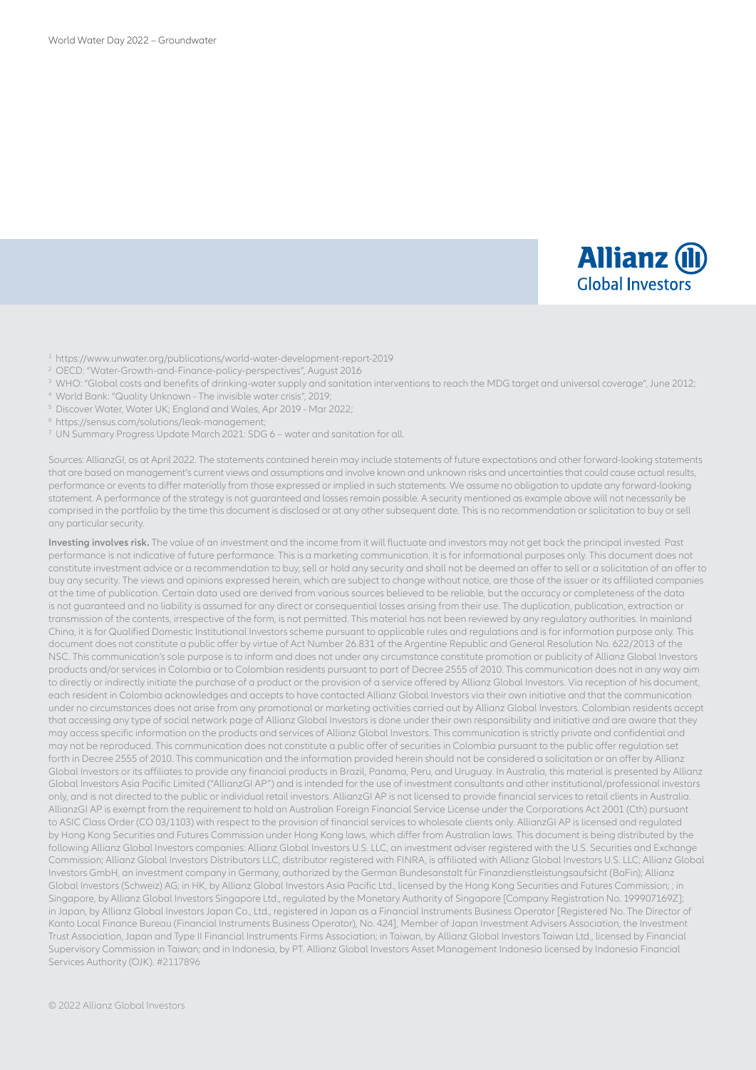[1] https://www.unwater.org/publications/world-water-development-report-2019

[2] OECD: "Water-Growth-and-Finance-policy-perspectives", August 2016

[3] WHO: "Global costs and benefits of drinking-water supply and sanitation interventions to reach the MDG target and universal coverage", June 2012;

[4] World Bank: "Quality Unknown - The invisible water crisis", 2019;

[5] Discover Water, Water UK; England and Wales, Apr 2019 - Mar 2022;

[6] https://sensus.com/solutions/leak-management;

[7] UN Summary Progress Update March 2021: SDG 6 – water and sanitation for all.

Sources: AllianzGI, as at April 2022. The statements contained herein may include statements of future expectations and other forward-looking statements that are based on management's current views and assumptions and involve known and unknown risks and uncertainties that could cause actual results, performance or events to differ materially from those expressed or implied in such statements. We assume no obligation to update any forward-looking statement. A performance of the strategy is not guaranteed and losses remain possible. A security mentioned as example above will not necessarily be comprised in the portfolio by the time this document is disclosed or at any other subsequent date. This is no recommendation or solicitation to buy or sell any particular security.

**Investing involves risk.** The value of an investment and the income from it will fluctuate and investors may not get back the principal invested. Past performance is not indicative of future performance. This is a marketing communication. It is for informational purposes only. This document does not constitute investment advice or a recommendation to buy, sell or hold any security and shall not be deemed an offer to sell or a solicitation of an offer to buy any security. The views and opinions expressed herein, which are subject to change without notice, are those of the issuer or its affiliated companies at the time of publication. Certain data used are derived from various sources believed to be reliable, but the accuracy or completeness of the data is not guaranteed and no liability is assumed for any direct or consequential losses arising from their use. The duplication, publication, extraction or transmission of the contents, irrespective of the form, is not permitted. This material has not been reviewed by any regulatory authorities. In mainland China, it is for Qualified Domestic Institutional Investors scheme pursuant to applicable rules and regulations and is for information purpose only. This document does not constitute a public offer by virtue of Act Number 26.831 of the Argentine Republic and General Resolution No. 622/2013 of the NSC. This communication's sole purpose is to inform and does not under any circumstance constitute promotion or publicity of Allianz Global Investors products and/or services in Colombia or to Colombian residents pursuant to part of Decree 2555 of 2010. This communication does not in any way aim to directly or indirectly initiate the purchase of a product or the provision of a service offered by Allianz Global Investors. Via reception of his document, each resident in Colombia acknowledges and accepts to have contacted Allianz Global Investors via their own initiative and that the communication under no circumstances does not arise from any promotional or marketing activities carried out by Allianz Global Investors. Colombian residents accept that accessing any type of social network page of Allianz Global Investors is done under their own responsibility and initiative and are aware that they may access specific information on the products and services of Allianz Global Investors. This communication is strictly private and confidential and may not be reproduced. This communication does not constitute a public offer of securities in Colombia pursuant to the public offer regulation set forth in Decree 2555 of 2010. This communication and the information provided herein should not be considered a solicitation or an offer by Allianz Global Investors or its affiliates to provide any financial products in Brazil, Panama, Peru, and Uruguay. In Australia, this material is presented by Allianz Global Investors Asia Pacific Limited ("AllianzGI AP") and is intended for the use of investment consultants and other institutional/professional investors only, and is not directed to the public or individual retail investors. AllianzGI AP is not licensed to provide financial services to retail clients in Australia. AllianzGI AP is exempt from the requirement to hold an Australian Foreign Financial Service License under the Corporations Act 2001 (Cth) pursuant to ASIC Class Order (CO 03/1103) with respect to the provision of financial services to wholesale clients only. AllianzGI AP is licensed and regulated by Hong Kong Securities and Futures Commission under Hong Kong laws, which differ from Australian laws. This document is being distributed by the following Allianz Global Investors companies: Allianz Global Investors U.S. LLC, an investment adviser registered with the U.S. Securities and Exchange Commission; Allianz Global Investors Distributors LLC, distributor registered with FINRA, is affiliated with Allianz Global Investors U.S. LLC; Allianz Global Investors GmbH, an investment company in Germany, authorized by the German Bundesanstalt für Finanzdienstleistungsaufsicht (BaFin); Allianz Global Investors (Schweiz) AG; in HK, by Allianz Global Investors Asia Pacific Ltd., licensed by the Hong Kong Securities and Futures Commission; ; in Singapore, by Allianz Global Investors Singapore Ltd., regulated by the Monetary Authority of Singapore [Company Registration No. 199907169Z]; in Japan, by Allianz Global Investors Japan Co., Ltd., registered in Japan as a Financial Instruments Business Operator [Registered No. The Director of Kanto Local Finance Bureau (Financial Instruments Business Operator), No. 424], Member of Japan Investment Advisers Association, the Investment Trust Association, Japan and Type II Financial Instruments Firms Association; in Taiwan, by Allianz Global Investors Taiwan Ltd., licensed by Financial Supervisory Commission in Taiwan; and in Indonesia, by PT. Allianz Global Investors Asset Management Indonesia licensed by Indonesia Financial Services Authority (OJK). #2117896

© 2022 Allianz Global Investors